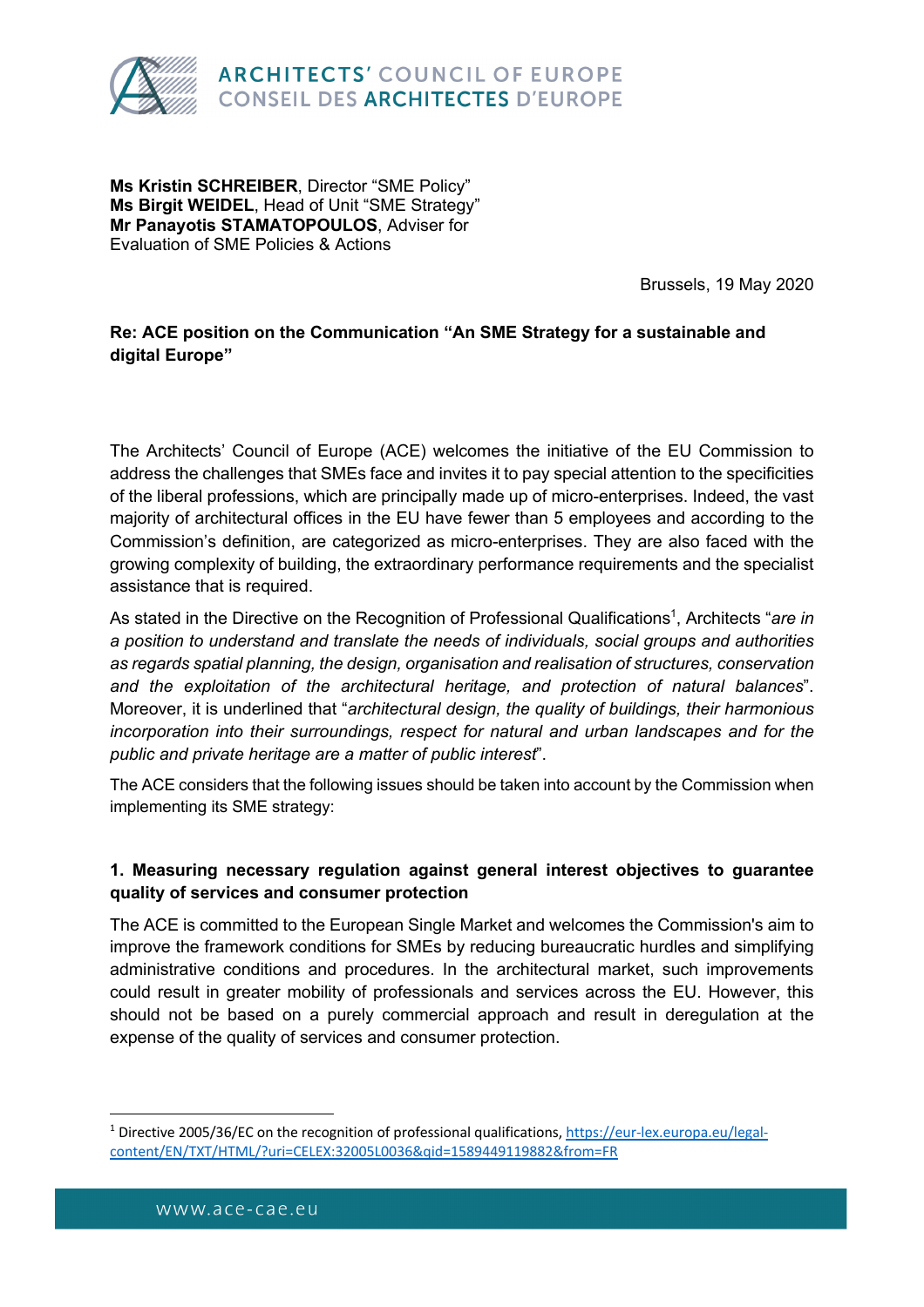**Ms Kristin SCHREIBER**, Director "SME Policy"
**Ms Birgit WEIDEL**, Head of Unit "SME Strategy"
**Mr Panayotis STAMATOPOULOS**, Adviser for Evaluation of SME Policies & Actions

Brussels, 19 May 2020

**Re: ACE position on the Communication "An SME Strategy for a sustainable and digital Europe"**

The Architects' Council of Europe (ACE) welcomes the initiative of the EU Commission to address the challenges that SMEs face and invites it to pay special attention to the specificities of the liberal professions, which are principally made up of micro-enterprises. Indeed, the vast majority of architectural offices in the EU have fewer than 5 employees and according to the Commission's definition, are categorized as micro-enterprises. They are also faced with the growing complexity of building, the extraordinary performance requirements and the specialist assistance that is required.

As stated in the Directive on the Recognition of Professional Qualifications[1], Architects "*are in a position to understand and translate the needs of individuals, social groups and authorities as regards spatial planning, the design, organisation and realisation of structures, conservation and the exploitation of the architectural heritage, and protection of natural balances*". Moreover, it is underlined that "*architectural design, the quality of buildings, their harmonious incorporation into their surroundings, respect for natural and urban landscapes and for the public and private heritage are a matter of public interest*".

The ACE considers that the following issues should be taken into account by the Commission when implementing its SME strategy:

### 1. Measuring necessary regulation against general interest objectives to guarantee quality of services and consumer protection

The ACE is committed to the European Single Market and welcomes the Commission's aim to improve the framework conditions for SMEs by reducing bureaucratic hurdles and simplifying administrative conditions and procedures. In the architectural market, such improvements could result in greater mobility of professionals and services across the EU. However, this should not be based on a purely commercial approach and result in deregulation at the expense of the quality of services and consumer protection.

[1] Directive 2005/36/EC on the recognition of professional qualifications, https://eur-lex.europa.eu/legal-content/EN/TXT/HTML/?uri=CELEX:32005L0036&qid=1589449119882&from=FR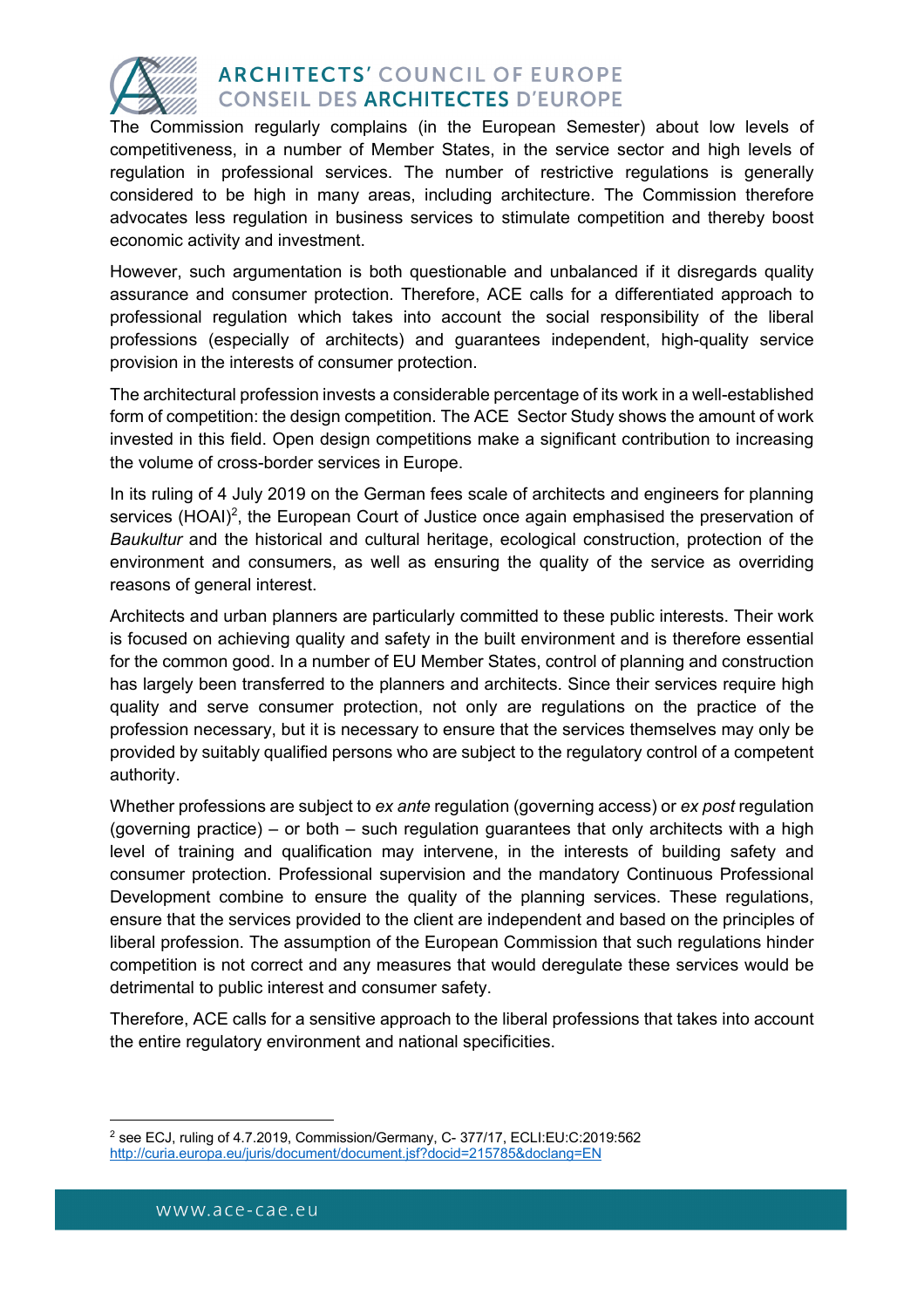The Commission regularly complains (in the European Semester) about low levels of competitiveness, in a number of Member States, in the service sector and high levels of regulation in professional services. The number of restrictive regulations is generally considered to be high in many areas, including architecture. The Commission therefore advocates less regulation in business services to stimulate competition and thereby boost economic activity and investment.

However, such argumentation is both questionable and unbalanced if it disregards quality assurance and consumer protection. Therefore, ACE calls for a differentiated approach to professional regulation which takes into account the social responsibility of the liberal professions (especially of architects) and guarantees independent, high-quality service provision in the interests of consumer protection.

The architectural profession invests a considerable percentage of its work in a well-established form of competition: the design competition. The ACE Sector Study shows the amount of work invested in this field. Open design competitions make a significant contribution to increasing the volume of cross-border services in Europe.

In its ruling of 4 July 2019 on the German fees scale of architects and engineers for planning services (HOAI)[2], the European Court of Justice once again emphasised the preservation of *Baukultur* and the historical and cultural heritage, ecological construction, protection of the environment and consumers, as well as ensuring the quality of the service as overriding reasons of general interest.

Architects and urban planners are particularly committed to these public interests. Their work is focused on achieving quality and safety in the built environment and is therefore essential for the common good. In a number of EU Member States, control of planning and construction has largely been transferred to the planners and architects. Since their services require high quality and serve consumer protection, not only are regulations on the practice of the profession necessary, but it is necessary to ensure that the services themselves may only be provided by suitably qualified persons who are subject to the regulatory control of a competent authority.

Whether professions are subject to *ex ante* regulation (governing access) or *ex post* regulation (governing practice) – or both – such regulation guarantees that only architects with a high level of training and qualification may intervene, in the interests of building safety and consumer protection. Professional supervision and the mandatory Continuous Professional Development combine to ensure the quality of the planning services. These regulations, ensure that the services provided to the client are independent and based on the principles of liberal profession. The assumption of the European Commission that such regulations hinder competition is not correct and any measures that would deregulate these services would be detrimental to public interest and consumer safety.

Therefore, ACE calls for a sensitive approach to the liberal professions that takes into account the entire regulatory environment and national specificities.

---

[2] see ECJ, ruling of 4.7.2019, Commission/Germany, C- 377/17, ECLI:EU:C:2019:562
http://curia.europa.eu/juris/document/document.jsf?docid=215785&doclang=EN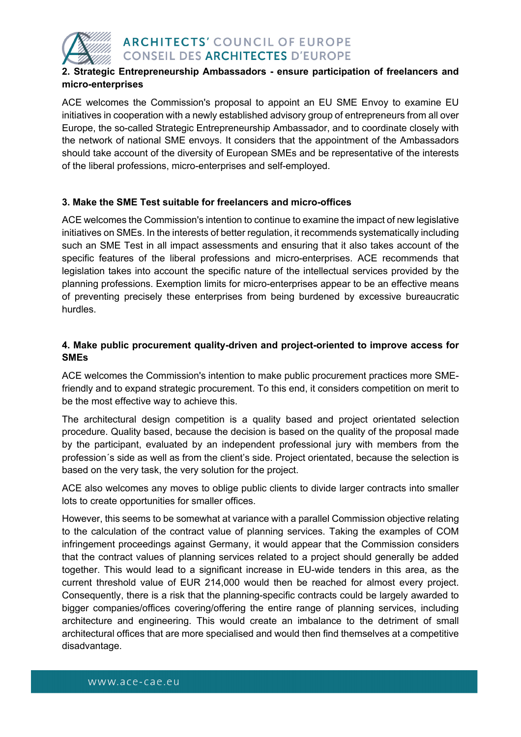**2. Strategic Entrepreneurship Ambassadors - ensure participation of freelancers and micro-enterprises**

ACE welcomes the Commission's proposal to appoint an EU SME Envoy to examine EU initiatives in cooperation with a newly established advisory group of entrepreneurs from all over Europe, the so-called Strategic Entrepreneurship Ambassador, and to coordinate closely with the network of national SME envoys. It considers that the appointment of the Ambassadors should take account of the diversity of European SMEs and be representative of the interests of the liberal professions, micro-enterprises and self-employed.

**3. Make the SME Test suitable for freelancers and micro-offices**

ACE welcomes the Commission's intention to continue to examine the impact of new legislative initiatives on SMEs. In the interests of better regulation, it recommends systematically including such an SME Test in all impact assessments and ensuring that it also takes account of the specific features of the liberal professions and micro-enterprises. ACE recommends that legislation takes into account the specific nature of the intellectual services provided by the planning professions. Exemption limits for micro-enterprises appear to be an effective means of preventing precisely these enterprises from being burdened by excessive bureaucratic hurdles.

**4. Make public procurement quality-driven and project-oriented to improve access for SMEs**

ACE welcomes the Commission's intention to make public procurement practices more SME-friendly and to expand strategic procurement. To this end, it considers competition on merit to be the most effective way to achieve this.

The architectural design competition is a quality based and project orientated selection procedure. Quality based, because the decision is based on the quality of the proposal made by the participant, evaluated by an independent professional jury with members from the profession´s side as well as from the client's side. Project orientated, because the selection is based on the very task, the very solution for the project.

ACE also welcomes any moves to oblige public clients to divide larger contracts into smaller lots to create opportunities for smaller offices.

However, this seems to be somewhat at variance with a parallel Commission objective relating to the calculation of the contract value of planning services. Taking the examples of COM infringement proceedings against Germany, it would appear that the Commission considers that the contract values of planning services related to a project should generally be added together. This would lead to a significant increase in EU-wide tenders in this area, as the current threshold value of EUR 214,000 would then be reached for almost every project. Consequently, there is a risk that the planning-specific contracts could be largely awarded to bigger companies/offices covering/offering the entire range of planning services, including architecture and engineering. This would create an imbalance to the detriment of small architectural offices that are more specialised and would then find themselves at a competitive disadvantage.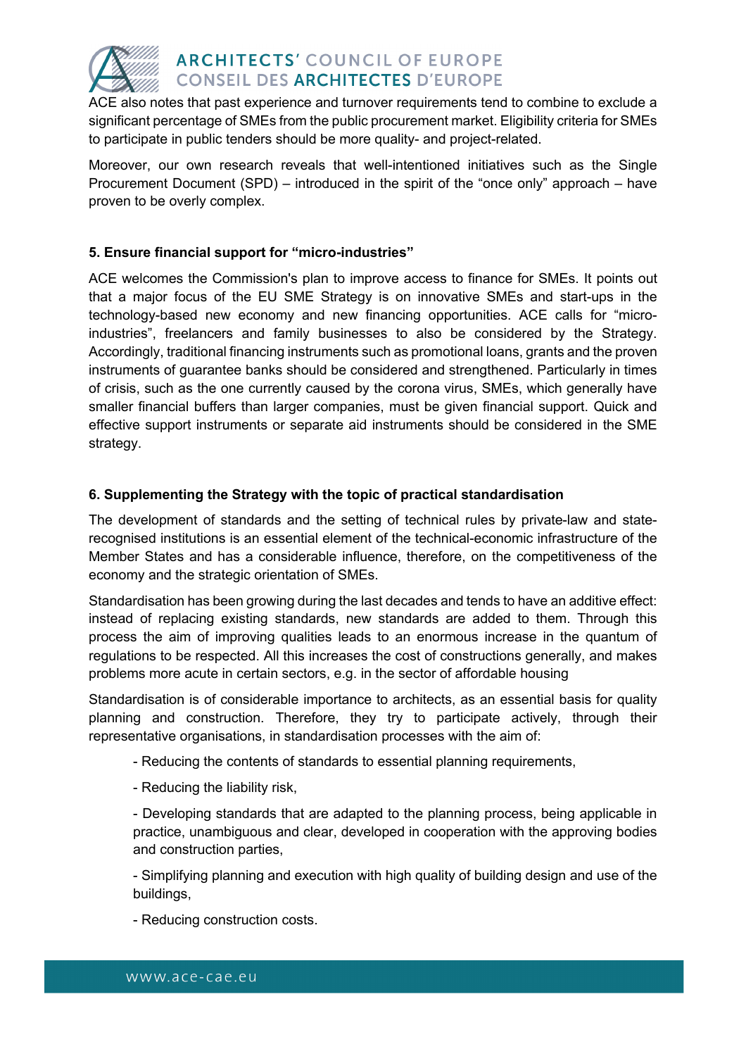ACE also notes that past experience and turnover requirements tend to combine to exclude a significant percentage of SMEs from the public procurement market. Eligibility criteria for SMEs to participate in public tenders should be more quality- and project-related.

Moreover, our own research reveals that well-intentioned initiatives such as the Single Procurement Document (SPD) – introduced in the spirit of the "once only" approach – have proven to be overly complex.

### 5. Ensure financial support for "micro-industries"

ACE welcomes the Commission's plan to improve access to finance for SMEs. It points out that a major focus of the EU SME Strategy is on innovative SMEs and start-ups in the technology-based new economy and new financing opportunities. ACE calls for "micro-industries", freelancers and family businesses to also be considered by the Strategy. Accordingly, traditional financing instruments such as promotional loans, grants and the proven instruments of guarantee banks should be considered and strengthened. Particularly in times of crisis, such as the one currently caused by the corona virus, SMEs, which generally have smaller financial buffers than larger companies, must be given financial support. Quick and effective support instruments or separate aid instruments should be considered in the SME strategy.

### 6. Supplementing the Strategy with the topic of practical standardisation

The development of standards and the setting of technical rules by private-law and state-recognised institutions is an essential element of the technical-economic infrastructure of the Member States and has a considerable influence, therefore, on the competitiveness of the economy and the strategic orientation of SMEs.

Standardisation has been growing during the last decades and tends to have an additive effect: instead of replacing existing standards, new standards are added to them. Through this process the aim of improving qualities leads to an enormous increase in the quantum of regulations to be respected. All this increases the cost of constructions generally, and makes problems more acute in certain sectors, e.g. in the sector of affordable housing

Standardisation is of considerable importance to architects, as an essential basis for quality planning and construction. Therefore, they try to participate actively, through their representative organisations, in standardisation processes with the aim of:

- Reducing the contents of standards to essential planning requirements,
- Reducing the liability risk,
- Developing standards that are adapted to the planning process, being applicable in practice, unambiguous and clear, developed in cooperation with the approving bodies and construction parties,
- Simplifying planning and execution with high quality of building design and use of the buildings,
- Reducing construction costs.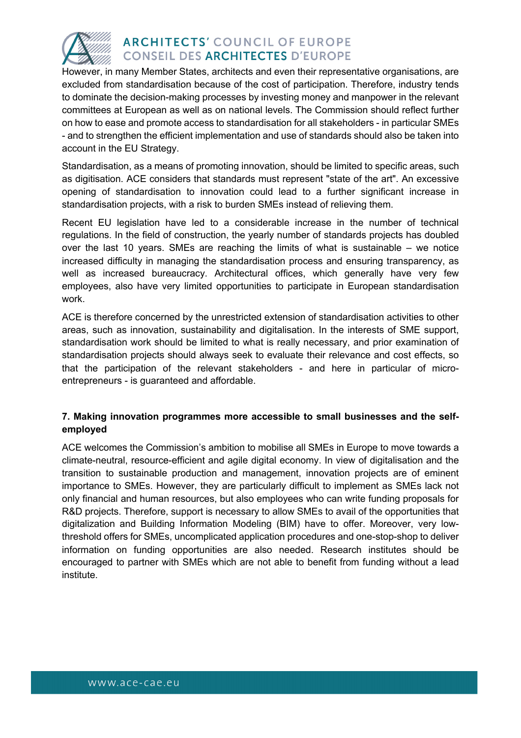However, in many Member States, architects and even their representative organisations, are excluded from standardisation because of the cost of participation. Therefore, industry tends to dominate the decision-making processes by investing money and manpower in the relevant committees at European as well as on national levels. The Commission should reflect further on how to ease and promote access to standardisation for all stakeholders - in particular SMEs - and to strengthen the efficient implementation and use of standards should also be taken into account in the EU Strategy.

Standardisation, as a means of promoting innovation, should be limited to specific areas, such as digitisation. ACE considers that standards must represent "state of the art". An excessive opening of standardisation to innovation could lead to a further significant increase in standardisation projects, with a risk to burden SMEs instead of relieving them.

Recent EU legislation have led to a considerable increase in the number of technical regulations. In the field of construction, the yearly number of standards projects has doubled over the last 10 years. SMEs are reaching the limits of what is sustainable – we notice increased difficulty in managing the standardisation process and ensuring transparency, as well as increased bureaucracy. Architectural offices, which generally have very few employees, also have very limited opportunities to participate in European standardisation work.

ACE is therefore concerned by the unrestricted extension of standardisation activities to other areas, such as innovation, sustainability and digitalisation. In the interests of SME support, standardisation work should be limited to what is really necessary, and prior examination of standardisation projects should always seek to evaluate their relevance and cost effects, so that the participation of the relevant stakeholders - and here in particular of micro-entrepreneurs - is guaranteed and affordable.

**7. Making innovation programmes more accessible to small businesses and the self-employed**

ACE welcomes the Commission's ambition to mobilise all SMEs in Europe to move towards a climate-neutral, resource-efficient and agile digital economy. In view of digitalisation and the transition to sustainable production and management, innovation projects are of eminent importance to SMEs. However, they are particularly difficult to implement as SMEs lack not only financial and human resources, but also employees who can write funding proposals for R&D projects. Therefore, support is necessary to allow SMEs to avail of the opportunities that digitalization and Building Information Modeling (BIM) have to offer. Moreover, very low-threshold offers for SMEs, uncomplicated application procedures and one-stop-shop to deliver information on funding opportunities are also needed. Research institutes should be encouraged to partner with SMEs which are not able to benefit from funding without a lead institute.